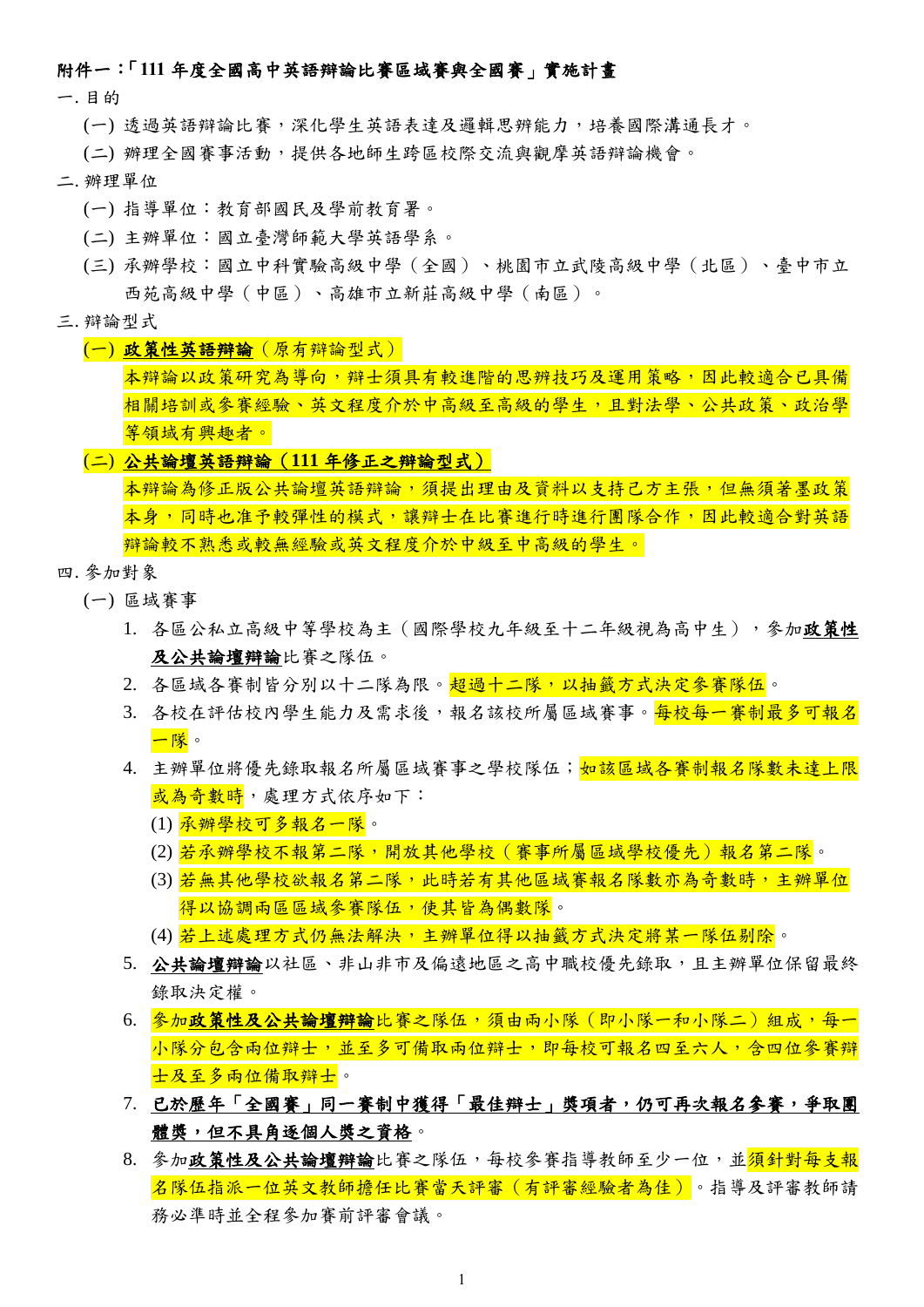**附件一：「111 年度全國高中英語辯論比賽區域賽與全國賽」實施計畫**

一. 目的

(一) 透過英語辯論比賽，深化學生英語表達及邏輯思辨能力，培養國際溝通長才。

(二) 辦理全國賽事活動，提供各地師生跨區校際交流與觀摩英語辯論機會。

二. 辦理單位

(一) 指導單位：教育部國民及學前教育署。

(二) 主辦單位：國立臺灣師範大學英語學系。

(三) 承辦學校：國立中科實驗高級中學（全國）、桃園市立武陵高級中學（北區）、臺中市立西苑高級中學（中區）、高雄市立新莊高級中學（南區）。

三. 辯論型式

(一) **政策性英語辯論**（原有辯論型式）

本辯論以政策研究為導向，辯士須具有較進階的思辨技巧及運用策略，因此較適合已具備相關培訓或參賽經驗、英文程度介於中高級至高級的學生，且對法學、公共政策、政治學等領域有興趣者。

(二) **公共論壇英語辯論（111 年修正之辯論型式）**

本辯論為修正版公共論壇英語辯論，須提出理由及資料以支持己方主張，但無須著墨政策本身，同時也准予較彈性的模式，讓辯士在比賽進行時進行團隊合作，因此較適合對英語辯論較不熟悉或較無經驗或英文程度介於中級至中高級的學生。

四. 參加對象

(一) 區域賽事

1. 各區公私立高級中等學校為主（國際學校九年級至十二年級視為高中生），參加**政策性及公共論壇辯論**比賽之隊伍。
2. 各區域各賽制皆分別以十二隊為限。超過十二隊，以抽籤方式決定參賽隊伍。
3. 各校在評估校內學生能力及需求後，報名該校所屬區域賽事。每校每一賽制最多可報名一隊。
4. 主辦單位將優先錄取報名所屬區域賽事之學校隊伍；如該區域各賽制報名隊數未達上限或為奇數時，處理方式依序如下：
   (1) 承辦學校可多報名一隊。
   (2) 若承辦學校不報第二隊，開放其他學校（賽事所屬區域學校優先）報名第二隊。
   (3) 若無其他學校欲報名第二隊，此時若有其他區域賽報名隊數亦為奇數時，主辦單位得以協調兩區區域參賽隊伍，使其皆為偶數隊。
   (4) 若上述處理方式仍無法解決，主辦單位得以抽籤方式決定將某一隊伍剔除。
5. **公共論壇辯論**以社區、非山非市及偏遠地區之高中職校優先錄取，且主辦單位保留最終錄取決定權。
6. 參加**政策性及公共論壇辯論**比賽之隊伍，須由兩小隊（即小隊一和小隊二）組成，每一小隊分包含兩位辯士，並至多可備取兩位辯士，即每校可報名四至六人，含四位參賽辯士及至多兩位備取辯士。
7. **已於歷年「全國賽」同一賽制中獲得「最佳辯士」獎項者，仍可再次報名參賽，爭取團體獎，但不具角逐個人獎之資格**。
8. 參加**政策性及公共論壇辯論**比賽之隊伍，每校參賽指導教師至少一位，並須針對每支報名隊伍指派一位英文教師擔任比賽當天評審（有評審經驗者為佳）。指導及評審教師請務必準時並全程參加賽前評審會議。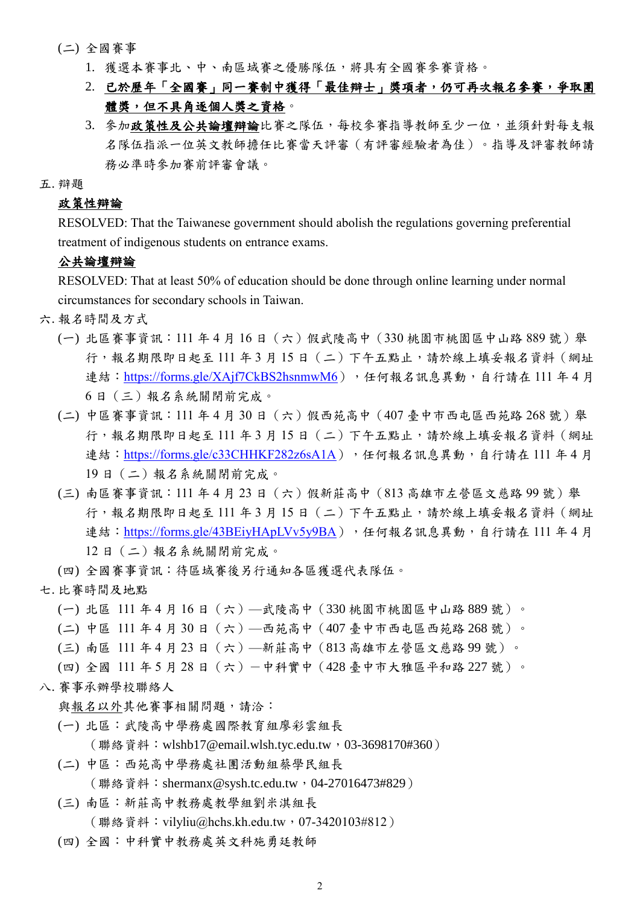(二) 全國賽事

1. 獲選本賽事北、中、南區域賽之優勝隊伍，將具有全國賽參賽資格。
2. **已於歷年「全國賽」同一賽制中獲得「最佳辯士」獎項者，仍可再次報名參賽，爭取團體獎，但不具角逐個人獎之資格**。
3. 參加**政策性及公共論壇辯論**比賽之隊伍，每校參賽指導教師至少一位，並須針對每支報名隊伍指派一位英文教師擔任比賽當天評審（有評審經驗者為佳）。指導及評審教師請務必準時參加賽前評審會議。

五. 辯題

**政策性辯論**

RESOLVED: That the Taiwanese government should abolish the regulations governing preferential treatment of indigenous students on entrance exams.

**公共論壇辯論**

RESOLVED: That at least 50% of education should be done through online learning under normal circumstances for secondary schools in Taiwan.

六. 報名時間及方式

(一) 北區賽事資訊：111 年 4 月 16 日（六）假武陵高中（330 桃園市桃園區中山路 889 號）舉行，報名期限即日起至 111 年 3 月 15 日（二）下午五點止，請於線上填妥報名資料（網址連結：https://forms.gle/XAjf7CkBS2hsnmwM6），任何報名訊息異動，自行請在 111 年 4 月 6 日（三）報名系統關閉前完成。

(二) 中區賽事資訊：111 年 4 月 30 日（六）假西苑高中（407 臺中市西屯區西苑路 268 號）舉行，報名期限即日起至 111 年 3 月 15 日（二）下午五點止，請於線上填妥報名資料（網址連結：https://forms.gle/c33CHHKF282z6sA1A），任何報名訊息異動，自行請在 111 年 4 月 19 日（二）報名系統關閉前完成。

(三) 南區賽事資訊：111 年 4 月 23 日（六）假新莊高中（813 高雄市左營區文慈路 99 號）舉行，報名期限即日起至 111 年 3 月 15 日（二）下午五點止，請於線上填妥報名資料（網址連結：https://forms.gle/43BEiyHApLVv5y9BA），任何報名訊息異動，自行請在 111 年 4 月 12 日（二）報名系統關閉前完成。

(四) 全國賽事資訊：待區域賽後另行通知各區獲選代表隊伍。

七. 比賽時間及地點

(一) 北區 111 年 4 月 16 日（六）—武陵高中（330 桃園市桃園區中山路 889 號）。

(二) 中區 111 年 4 月 30 日（六）—西苑高中（407 臺中市西屯區西苑路 268 號）。

(三) 南區 111 年 4 月 23 日（六）—新莊高中（813 高雄市左營區文慈路 99 號）。

(四) 全國 111 年 5 月 28 日（六）－中科實中（428 臺中市大雅區平和路 227 號）。

八. 賽事承辦學校聯絡人

與報名以外其他賽事相關問題，請洽：

(一) 北區：武陵高中學務處國際教育組廖彩雲組長
（聯絡資料：wlshb17@email.wlsh.tyc.edu.tw，03-3698170#360）

(二) 中區：西苑高中學務處社團活動組蔡學民組長
（聯絡資料：shermanx@sysh.tc.edu.tw，04-27016473#829）

(三) 南區：新莊高中教務處教學組劉米淇組長
（聯絡資料：vilyliu@hchs.kh.edu.tw，07-3420103#812）

(四) 全國：中科實中教務處英文科施勇廷教師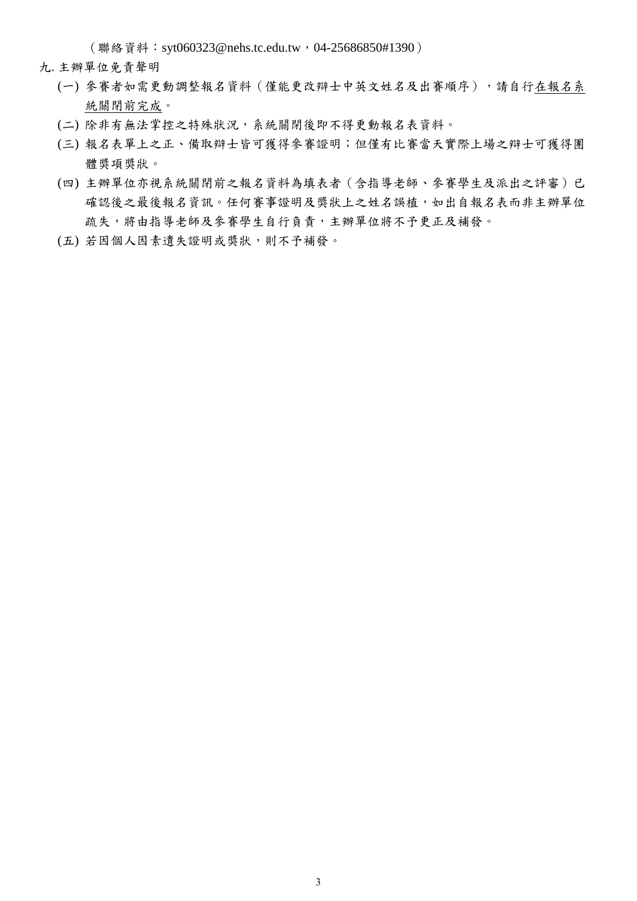（聯絡資料：syt060323@nehs.tc.edu.tw，04-25686850#1390）

九. 主辦單位免責聲明

(一) 參賽者如需更動調整報名資料（僅能更改辯士中英文姓名及出賽順序），請自行<u>在報名系統關閉前完成</u>。

(二) 除非有無法掌控之特殊狀況，系統關閉後即不得更動報名表資料。

(三) 報名表單上之正、備取辯士皆可獲得參賽證明；但僅有比賽當天實際上場之辯士可獲得團體獎項獎狀。

(四) 主辦單位亦視系統關閉前之報名資料為填表者（含指導老師、參賽學生及派出之評審）已確認後之最後報名資訊。任何賽事證明及獎狀上之姓名誤植，如出自報名表而非主辦單位疏失，將由指導老師及參賽學生自行負責，主辦單位將不予更正及補發。

(五) 若因個人因素遺失證明或獎狀，則不予補發。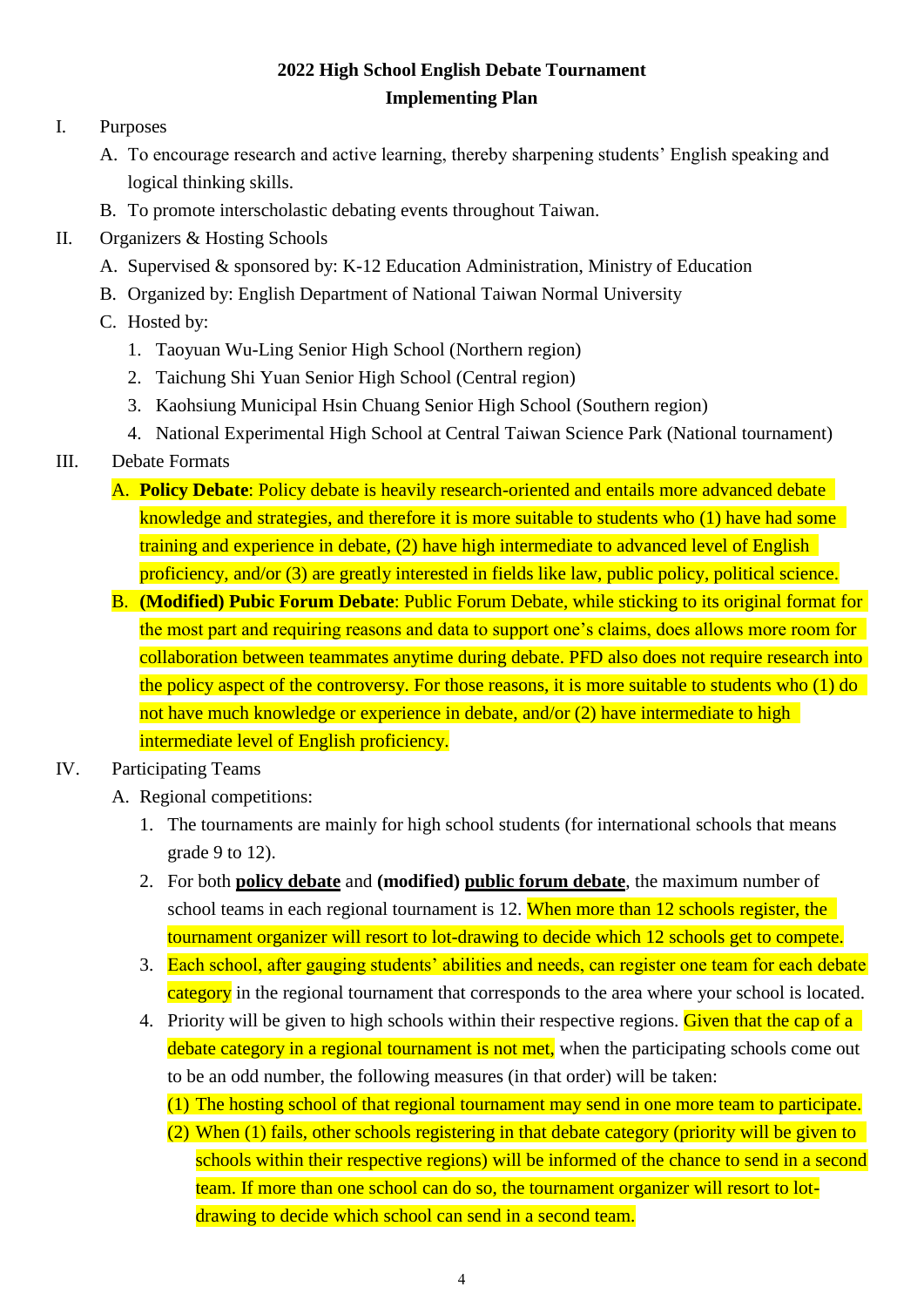# 2022 High School English Debate Tournament
## Implementing Plan

I. Purposes

A. To encourage research and active learning, thereby sharpening students' English speaking and logical thinking skills.

B. To promote interscholastic debating events throughout Taiwan.

II. Organizers & Hosting Schools

A. Supervised & sponsored by: K-12 Education Administration, Ministry of Education

B. Organized by: English Department of National Taiwan Normal University

C. Hosted by:

1. Taoyuan Wu-Ling Senior High School (Northern region)
2. Taichung Shi Yuan Senior High School (Central region)
3. Kaohsiung Municipal Hsin Chuang Senior High School (Southern region)
4. National Experimental High School at Central Taiwan Science Park (National tournament)

III. Debate Formats

A. **Policy Debate**: Policy debate is heavily research-oriented and entails more advanced debate knowledge and strategies, and therefore it is more suitable to students who (1) have had some training and experience in debate, (2) have high intermediate to advanced level of English proficiency, and/or (3) are greatly interested in fields like law, public policy, political science.

B. **(Modified) Pubic Forum Debate**: Public Forum Debate, while sticking to its original format for the most part and requiring reasons and data to support one's claims, does allows more room for collaboration between teammates anytime during debate. PFD also does not require research into the policy aspect of the controversy. For those reasons, it is more suitable to students who (1) do not have much knowledge or experience in debate, and/or (2) have intermediate to high intermediate level of English proficiency.

IV. Participating Teams

A. Regional competitions:

1. The tournaments are mainly for high school students (for international schools that means grade 9 to 12).
2. For both **policy debate** and **(modified) public forum debate**, the maximum number of school teams in each regional tournament is 12. When more than 12 schools register, the tournament organizer will resort to lot-drawing to decide which 12 schools get to compete.
3. Each school, after gauging students' abilities and needs, can register one team for each debate category in the regional tournament that corresponds to the area where your school is located.
4. Priority will be given to high schools within their respective regions. Given that the cap of a debate category in a regional tournament is not met, when the participating schools come out to be an odd number, the following measures (in that order) will be taken:

   (1) The hosting school of that regional tournament may send in one more team to participate.

   (2) When (1) fails, other schools registering in that debate category (priority will be given to schools within their respective regions) will be informed of the chance to send in a second team. If more than one school can do so, the tournament organizer will resort to lot-drawing to decide which school can send in a second team.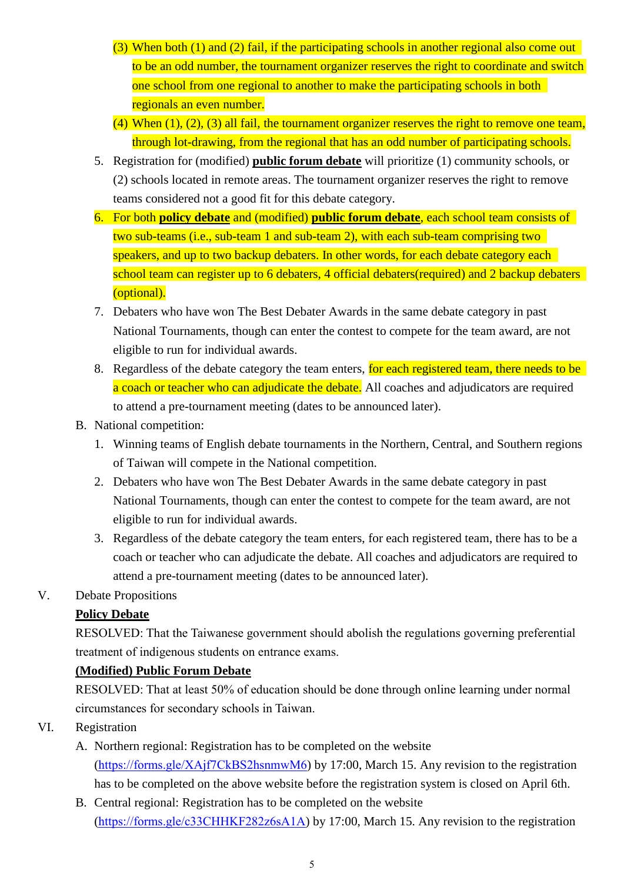(3) When both (1) and (2) fail, if the participating schools in another regional also come out to be an odd number, the tournament organizer reserves the right to coordinate and switch one school from one regional to another to make the participating schools in both regionals an even number.

(4) When (1), (2), (3) all fail, the tournament organizer reserves the right to remove one team, through lot-drawing, from the regional that has an odd number of participating schools.

5. Registration for (modified) **public forum debate** will prioritize (1) community schools, or (2) schools located in remote areas. The tournament organizer reserves the right to remove teams considered not a good fit for this debate category.
6. For both **policy debate** and (modified) **public forum debate**, each school team consists of two sub-teams (i.e., sub-team 1 and sub-team 2), with each sub-team comprising two speakers, and up to two backup debaters. In other words, for each debate category each school team can register up to 6 debaters, 4 official debaters(required) and 2 backup debaters (optional).
7. Debaters who have won The Best Debater Awards in the same debate category in past National Tournaments, though can enter the contest to compete for the team award, are not eligible to run for individual awards.
8. Regardless of the debate category the team enters, for each registered team, there needs to be a coach or teacher who can adjudicate the debate. All coaches and adjudicators are required to attend a pre-tournament meeting (dates to be announced later).

B. National competition:

1. Winning teams of English debate tournaments in the Northern, Central, and Southern regions of Taiwan will compete in the National competition.
2. Debaters who have won The Best Debater Awards in the same debate category in past National Tournaments, though can enter the contest to compete for the team award, are not eligible to run for individual awards.
3. Regardless of the debate category the team enters, for each registered team, there has to be a coach or teacher who can adjudicate the debate. All coaches and adjudicators are required to attend a pre-tournament meeting (dates to be announced later).

V. Debate Propositions

**Policy Debate**

RESOLVED: That the Taiwanese government should abolish the regulations governing preferential treatment of indigenous students on entrance exams.

**(Modified) Public Forum Debate**

RESOLVED: That at least 50% of education should be done through online learning under normal circumstances for secondary schools in Taiwan.

VI. Registration

A. Northern regional: Registration has to be completed on the website (https://forms.gle/XAjf7CkBS2hsnmwM6) by 17:00, March 15. Any revision to the registration has to be completed on the above website before the registration system is closed on April 6th.

B. Central regional: Registration has to be completed on the website (https://forms.gle/c33CHHKF282z6sA1A) by 17:00, March 15. Any revision to the registration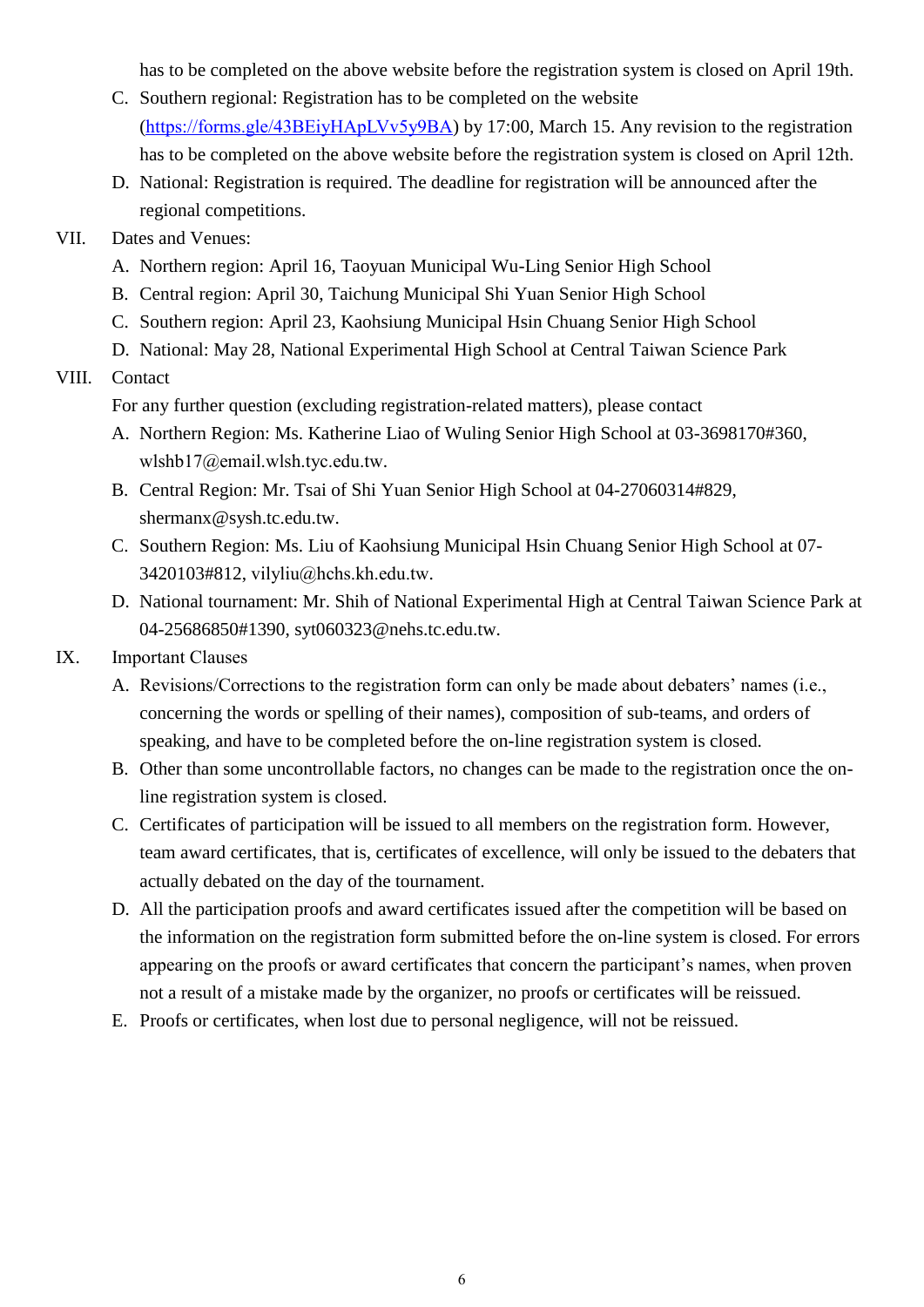has to be completed on the above website before the registration system is closed on April 19th.

C. Southern regional: Registration has to be completed on the website (https://forms.gle/43BEiyHApLVv5y9BA) by 17:00, March 15. Any revision to the registration has to be completed on the above website before the registration system is closed on April 12th.

D. National: Registration is required. The deadline for registration will be announced after the regional competitions.

VII. Dates and Venues:

A. Northern region: April 16, Taoyuan Municipal Wu-Ling Senior High School

B. Central region: April 30, Taichung Municipal Shi Yuan Senior High School

C. Southern region: April 23, Kaohsiung Municipal Hsin Chuang Senior High School

D. National: May 28, National Experimental High School at Central Taiwan Science Park

VIII. Contact

For any further question (excluding registration-related matters), please contact

A. Northern Region: Ms. Katherine Liao of Wuling Senior High School at 03-3698170#360, wlshb17@email.wlsh.tyc.edu.tw.

B. Central Region: Mr. Tsai of Shi Yuan Senior High School at 04-27060314#829, shermanx@sysh.tc.edu.tw.

C. Southern Region: Ms. Liu of Kaohsiung Municipal Hsin Chuang Senior High School at 07-3420103#812, vilyliu@hchs.kh.edu.tw.

D. National tournament: Mr. Shih of National Experimental High at Central Taiwan Science Park at 04-25686850#1390, syt060323@nehs.tc.edu.tw.

IX. Important Clauses

A. Revisions/Corrections to the registration form can only be made about debaters' names (i.e., concerning the words or spelling of their names), composition of sub-teams, and orders of speaking, and have to be completed before the on-line registration system is closed.

B. Other than some uncontrollable factors, no changes can be made to the registration once the on-line registration system is closed.

C. Certificates of participation will be issued to all members on the registration form. However, team award certificates, that is, certificates of excellence, will only be issued to the debaters that actually debated on the day of the tournament.

D. All the participation proofs and award certificates issued after the competition will be based on the information on the registration form submitted before the on-line system is closed. For errors appearing on the proofs or award certificates that concern the participant's names, when proven not a result of a mistake made by the organizer, no proofs or certificates will be reissued.

E. Proofs or certificates, when lost due to personal negligence, will not be reissued.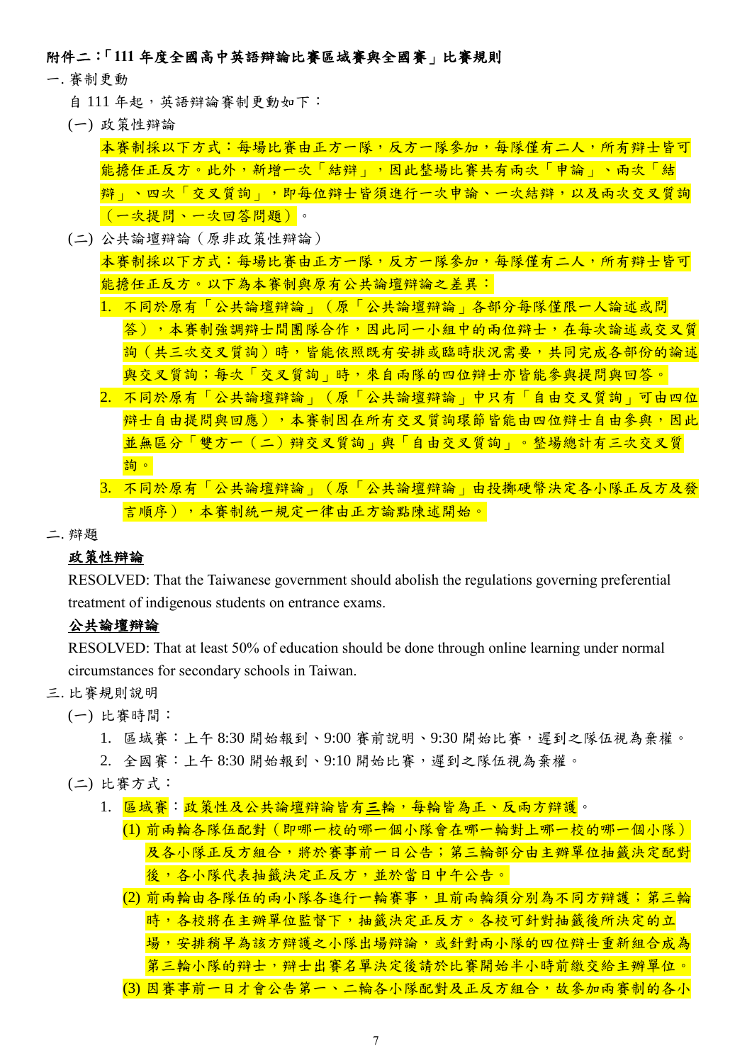**附件二：「111 年度全國高中英語辯論比賽區域賽與全國賽」比賽規則**

一. 賽制更動

自 111 年起，英語辯論賽制更動如下：

(一) 政策性辯論

本賽制採以下方式：每場比賽由正方一隊，反方一隊參加，每隊僅有二人，所有辯士皆可能擔任正反方。此外，新增一次「結辯」，因此整場比賽共有兩次「申論」、兩次「結辯」、四次「交叉質詢」，即每位辯士皆須進行一次申論、一次結辯，以及兩次交叉質詢（一次提問、一次回答問題）。

(二) 公共論壇辯論（原非政策性辯論）

本賽制採以下方式：每場比賽由正方一隊，反方一隊參加，每隊僅有二人，所有辯士皆可能擔任正反方。以下為本賽制與原有公共論壇辯論之差異：

1. 不同於原有「公共論壇辯論」（原「公共論壇辯論」各部分每隊僅限一人論述或問答），本賽制強調辯士間團隊合作，因此同一小組中的兩位辯士，在每次論述或交叉質詢（共三次交叉質詢）時，皆能依照既有安排或臨時狀況需要，共同完成各部份的論述與交叉質詢；每次「交叉質詢」時，來自兩隊的四位辯士亦皆能參與提問與回答。
2. 不同於原有「公共論壇辯論」（原「公共論壇辯論」中只有「自由交叉質詢」可由四位辯士自由提問與回應），本賽制因在所有交叉質詢環節皆能由四位辯士自由參與，因此並無區分「雙方一（二）辯交叉質詢」與「自由交叉質詢」。整場總計有三次交叉質詢。
3. 不同於原有「公共論壇辯論」（原「公共論壇辯論」由投擲硬幣決定各小隊正反方及發言順序），本賽制統一規定一律由正方論點陳述開始。

二. 辯題

<u>**政策性辯論**</u>

RESOLVED: That the Taiwanese government should abolish the regulations governing preferential treatment of indigenous students on entrance exams.

<u>**公共論壇辯論**</u>

RESOLVED: That at least 50% of education should be done through online learning under normal circumstances for secondary schools in Taiwan.

三. 比賽規則說明

(一) 比賽時間：

1. 區域賽：上午 8:30 開始報到、9:00 賽前說明、9:30 開始比賽，遲到之隊伍視為棄權。
2. 全國賽：上午 8:30 開始報到、9:10 開始比賽，遲到之隊伍視為棄權。

(二) 比賽方式：

1. <u>區域賽</u>：政策性及公共論壇辯論皆有<u>三</u>輪，每輪皆為正、反兩方辯護。
   (1) 前兩輪各隊伍配對（即哪一校的哪一個小隊會在哪一輪對上哪一校的哪一個小隊）及各小隊正反方組合，將於賽事前一日公告；第三輪部分由主辦單位抽籤決定配對後，各小隊代表抽籤決定正反方，並於當日中午公告。
   (2) 前兩輪由各隊伍的兩小隊各進行一輪賽事，且前兩輪須分別為不同方辯護；第三輪時，各校將在主辦單位監督下，抽籤決定正反方。各校可針對抽籤後所決定的立場，安排稍早為該方辯護之小隊出場辯論，或針對兩小隊的四位辯士重新組合成為第三輪小隊的辯士，辯士出賽名單決定後請於比賽開始半小時前繳交給主辦單位。
   (3) 因賽事前一日才會公告第一、二輪各小隊配對及正反方組合，故參加兩賽制的各小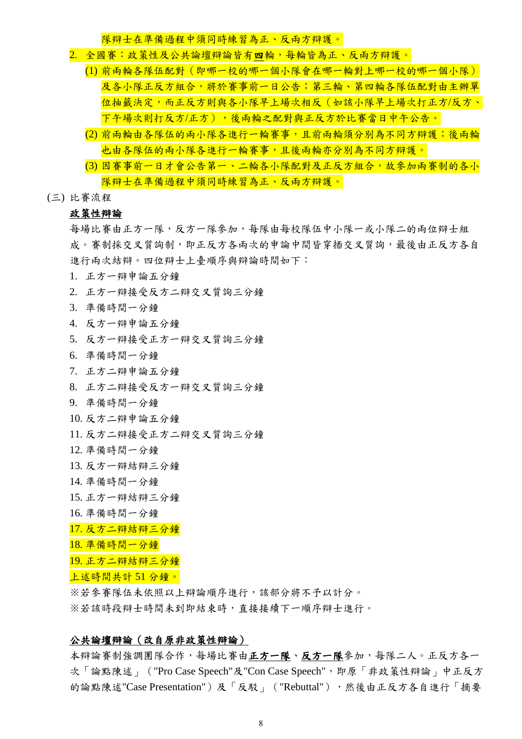隊辯士在準備過程中須同時練習為正、反兩方辯護。

2. 全國賽：政策性及公共論壇辯論皆有**四**輪，每輪皆為正、反兩方辯護。
   (1) 前兩輪各隊伍配對（即哪一校的哪一個小隊會在哪一輪對上哪一校的哪一個小隊）及各小隊正反方組合，將於賽事前一日公告；第三輪、第四輪各隊伍配對由主辦單位抽籤決定，而正反方則與各小隊早上場次相反（如該小隊早上場次打正方/反方、下午場次則打反方/正方），後兩輪之配對與正反方於比賽當日中午公告。
   (2) 前兩輪由各隊伍的兩小隊各進行一輪賽事，且前兩輪須分別為不同方辯護；後兩輪也由各隊伍的兩小隊各進行一輪賽事，且後兩輪亦分別為不同方辯護。
   (3) 因賽事前一日才會公告第一、二輪各小隊配對及正反方組合，故參加兩賽制的各小隊辯士在準備過程中須同時練習為正、反兩方辯護。

(三) 比賽流程

**政策性辯論**

每場比賽由正方一隊，反方一隊參加，每隊由每校隊伍中小隊一或小隊二的兩位辯士組成。賽制採交叉質詢制，即正反方各兩次的申論中間皆穿插交叉質詢，最後由正反方各自進行兩次結辯。四位辯士上臺順序與辯論時間如下：

1. 正方一辯申論五分鐘
2. 正方一辯接受反方二辯交叉質詢三分鐘
3. 準備時間一分鐘
4. 反方一辯申論五分鐘
5. 反方一辯接受正方一辯交叉質詢三分鐘
6. 準備時間一分鐘
7. 正方二辯申論五分鐘
8. 正方二辯接受反方一辯交叉質詢三分鐘
9. 準備時間一分鐘
10. 反方二辯申論五分鐘
11. 反方二辯接受正方二辯交叉質詢三分鐘
12. 準備時間一分鐘
13. 反方一辯結辯三分鐘
14. 準備時間一分鐘
15. 正方一辯結辯三分鐘
16. 準備時間一分鐘
17. 反方二辯結辯三分鐘
18. 準備時間一分鐘
19. 正方二辯結辯三分鐘

上述時間共計 51 分鐘。

※若參賽隊伍未依照以上辯論順序進行，該部分將不予以計分。

※若該時段辯士時間未到即結束時，直接接續下一順序辯士進行。

**公共論壇辯論（改自原非政策性辯論）**

本辯論賽制強調團隊合作，每場比賽由**正方一隊**、**反方一隊**參加，每隊二人。正反方各一次「論點陳述」（"Pro Case Speech"及"Con Case Speech"，即原「非政策性辯論」中正反方的論點陳述"Case Presentation"）及「反駁」（"Rebuttal"），然後由正反方各自進行「摘要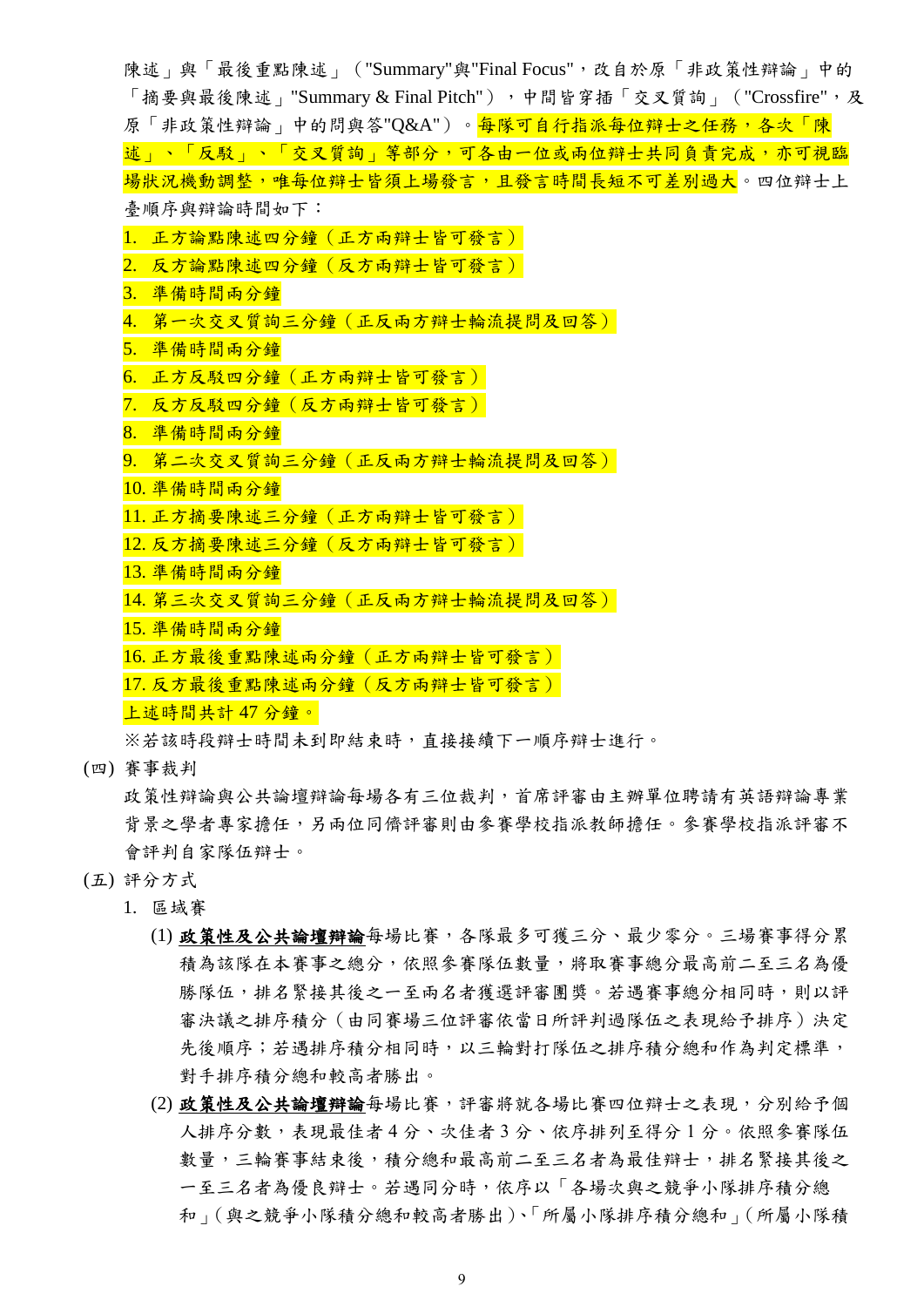陳述」與「最後重點陳述」("Summary"與"Final Focus"，改自於原「非政策性辯論」中的「摘要與最後陳述」"Summary & Final Pitch")，中間皆穿插「交叉質詢」("Crossfire"，及原「非政策性辯論」中的問與答"Q&A")。每隊可自行指派每位辯士之任務，各次「陳述」、「反駁」、「交叉質詢」等部分，可各由一位或兩位辯士共同負責完成，亦可視臨場狀況機動調整，唯每位辯士皆須上場發言，且發言時間長短不可差別過大。四位辯士上臺順序與辯論時間如下：

1. 正方論點陳述四分鐘（正方兩辯士皆可發言）
2. 反方論點陳述四分鐘（反方兩辯士皆可發言）
3. 準備時間兩分鐘
4. 第一次交叉質詢三分鐘（正反兩方辯士輪流提問及回答）
5. 準備時間兩分鐘
6. 正方反駁四分鐘（正方兩辯士皆可發言）
7. 反方反駁四分鐘（反方兩辯士皆可發言）
8. 準備時間兩分鐘
9. 第二次交叉質詢三分鐘（正反兩方辯士輪流提問及回答）
10. 準備時間兩分鐘
11. 正方摘要陳述三分鐘（正方兩辯士皆可發言）
12. 反方摘要陳述三分鐘（反方兩辯士皆可發言）
13. 準備時間兩分鐘
14. 第三次交叉質詢三分鐘（正反兩方辯士輪流提問及回答）
15. 準備時間兩分鐘
16. 正方最後重點陳述兩分鐘（正方兩辯士皆可發言）
17. 反方最後重點陳述兩分鐘（反方兩辯士皆可發言）

上述時間共計 47 分鐘。

※若該時段辯士時間未到即結束時，直接接續下一順序辯士進行。

(四) 賽事裁判

政策性辯論與公共論壇辯論每場各有三位裁判，首席評審由主辦單位聘請有英語辯論專業背景之學者專家擔任，另兩位同儕評審則由參賽學校指派教師擔任。參賽學校指派評審不會評判自家隊伍辯士。

(五) 評分方式

1. 區域賽

(1) **政策性及公共論壇辯論**每場比賽，各隊最多可獲三分、最少零分。三場賽事得分累積為該隊在本賽事之總分，依照參賽隊伍數量，將取賽事總分最高前二至三名為優勝隊伍，排名緊接其後之一至兩名者獲選評審團獎。若遇賽事總分相同時，則以評審決議之排序積分（由同賽場三位評審依當日所評判過隊伍之表現給予排序）決定先後順序；若遇排序積分相同時，以三輪對打隊伍之排序積分總和作為判定標準，對手排序積分總和較高者勝出。

(2) **政策性及公共論壇辯論**每場比賽，評審將就各場比賽四位辯士之表現，分別給予個人排序分數，表現最佳者 4 分、次佳者 3 分、依序排列至得分 1 分。依照參賽隊伍數量，三輪賽事結束後，積分總和最高前二至三名者為最佳辯士，排名緊接其後之一至三名者為優良辯士。若遇同分時，依序以「各場次與之競爭小隊排序積分總和」(與之競爭小隊積分總和較高者勝出)、「所屬小隊排序積分總和」(所屬小隊積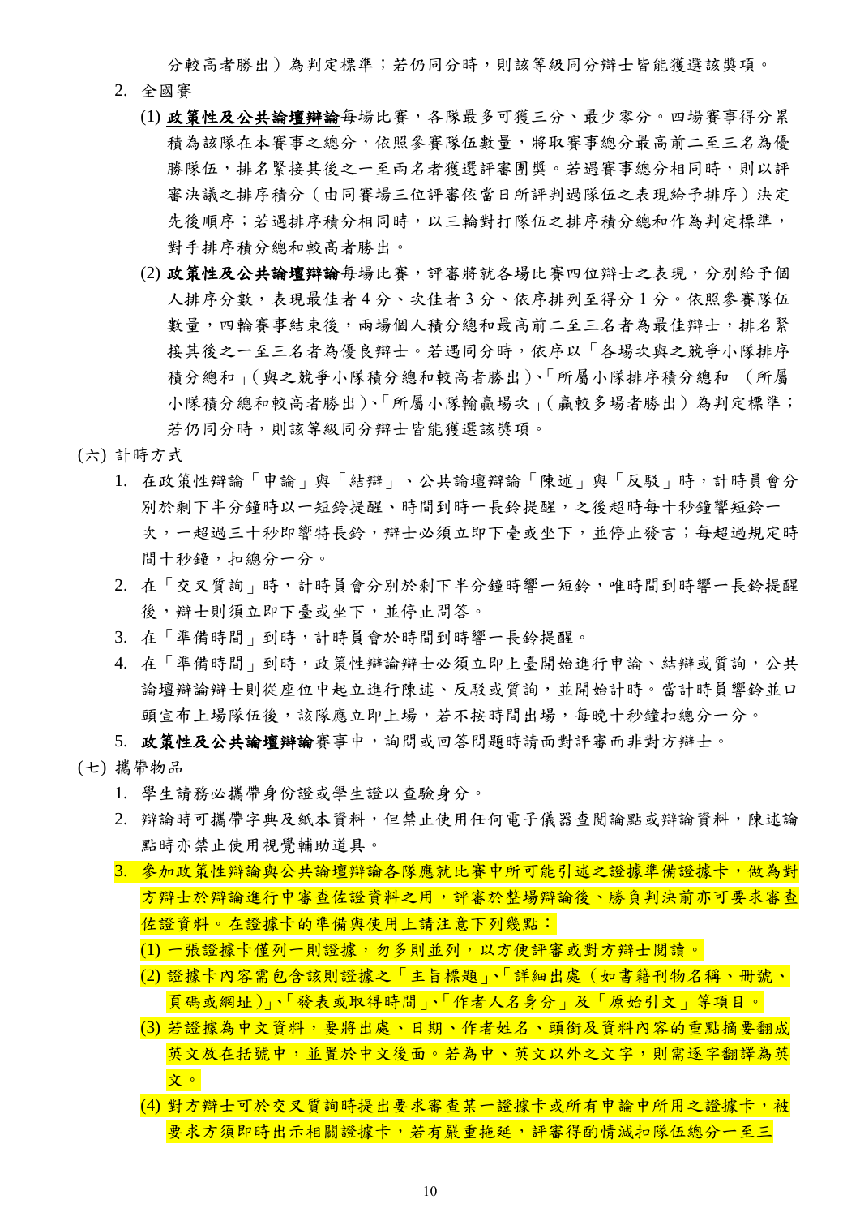分較高者勝出）為判定標準；若仍同分時，則該等級同分辯士皆能獲選該獎項。

2. 全國賽

   (1) **政策性及公共論壇辯論**每場比賽，各隊最多可獲三分、最少零分。四場賽事得分累積為該隊在本賽事之總分，依照參賽隊伍數量，將取賽事總分最高前二至三名為優勝隊伍，排名緊接其後之一至兩名者獲選評審團獎。若遇賽事總分相同時，則以評審決議之排序積分（由同賽場三位評審依當日所評判過隊伍之表現給予排序）決定先後順序；若遇排序積分相同時，以三輪對打隊伍之排序積分總和作為判定標準，對手排序積分總和較高者勝出。

   (2) **政策性及公共論壇辯論**每場比賽，評審將就各場比賽四位辯士之表現，分別給予個人排序分數，表現最佳者 4 分、次佳者 3 分、依序排列至得分 1 分。依照參賽隊伍數量，四輪賽事結束後，兩場個人積分總和最高前二至三名者為最佳辯士，排名緊接其後之一至三名者為優良辯士。若遇同分時，依序以「各場次與之競爭小隊排序積分總和」(與之競爭小隊積分總和較高者勝出)、「所屬小隊排序積分總和」(所屬小隊積分總和較高者勝出)、「所屬小隊輸贏場次」(贏較多場者勝出）為判定標準；若仍同分時，則該等級同分辯士皆能獲選該獎項。

(六) 計時方式

1. 在政策性辯論「申論」與「結辯」、公共論壇辯論「陳述」與「反駁」時，計時員會分別於剩下半分鐘時以一短鈴提醒、時間到時一長鈴提醒，之後超時每十秒鐘響短鈴一次，一超過三十秒即響特長鈴，辯士必須立即下臺或坐下，並停止發言；每超過規定時間十秒鐘，扣總分一分。
2. 在「交叉質詢」時，計時員會分別於剩下半分鐘時響一短鈴，唯時間到時響一長鈴提醒後，辯士則須立即下臺或坐下，並停止問答。
3. 在「準備時間」到時，計時員會於時間到時響一長鈴提醒。
4. 在「準備時間」到時，政策性辯論辯士必須立即上臺開始進行申論、結辯或質詢，公共論壇辯論辯士則從座位中起立進行陳述、反駁或質詢，並開始計時。當計時員響鈴並口頭宣布上場隊伍後，該隊應立即上場，若不按時間出場，每晚十秒鐘扣總分一分。
5. **政策性及公共論壇辯論**賽事中，詢問或回答問題時請面對評審而非對方辯士。

(七) 攜帶物品

1. 學生請務必攜帶身份證或學生證以查驗身分。
2. 辯論時可攜帶字典及紙本資料，但禁止使用任何電子儀器查閱論點或辯論資料，陳述論點時亦禁止使用視覺輔助道具。
3. 參加政策性辯論與公共論壇辯論各隊應就比賽中所可能引述之證據準備證據卡，做為對方辯士於辯論進行中審查佐證資料之用，評審於整場辯論後、勝負判決前亦可要求審查佐證資料。在證據卡的準備與使用上請注意下列幾點：

   (1) 一張證據卡僅列一則證據，勿多則並列，以方便評審或對方辯士閱讀。

   (2) 證據卡內容需包含該則證據之「主旨標題」、「詳細出處（如書籍刊物名稱、冊號、頁碼或網址）」、「發表或取得時間」、「作者人名身分」及「原始引文」等項目。

   (3) 若證據為中文資料，要將出處、日期、作者姓名、頭銜及資料內容的重點摘要翻成英文放在括號中，並置於中文後面。若為中、英文以外之文字，則需逐字翻譯為英文。

   (4) 對方辯士可於交叉質詢時提出要求審查某一證據卡或所有申論中所用之證據卡，被要求方須即時出示相關證據卡，若有嚴重拖延，評審得酌情減扣隊伍總分一至三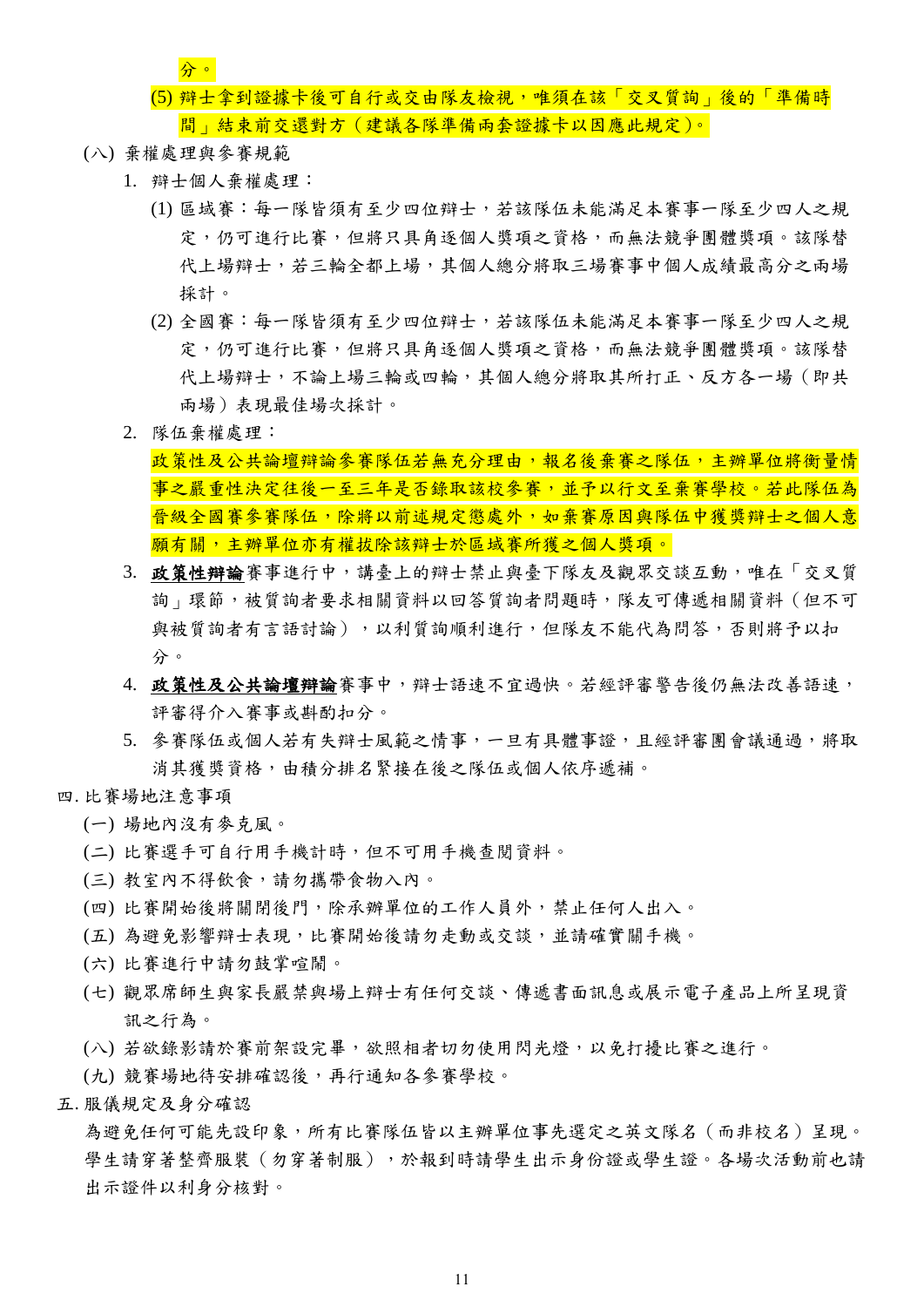分。

(5) 辯士拿到證據卡後可自行或交由隊友檢視，唯須在該「交叉質詢」後的「準備時間」結束前交還對方（建議各隊準備兩套證據卡以因應此規定）。

(八) 棄權處理與參賽規範

1. 辯士個人棄權處理：

   (1) 區域賽：每一隊皆須有至少四位辯士，若該隊伍未能滿足本賽事一隊至少四人之規定，仍可進行比賽，但將只具角逐個人獎項之資格，而無法競爭團體獎項。該隊替代上場辯士，若三輪全都上場，其個人總分將取三場賽事中個人成績最高分之兩場採計。

   (2) 全國賽：每一隊皆須有至少四位辯士，若該隊伍未能滿足本賽事一隊至少四人之規定，仍可進行比賽，但將只具角逐個人獎項之資格，而無法競爭團體獎項。該隊替代上場辯士，不論上場三輪或四輪，其個人總分將取其所打正、反方各一場（即共兩場）表現最佳場次採計。

2. 隊伍棄權處理：

   政策性及公共論壇辯論參賽隊伍若無充分理由，報名後棄賽之隊伍，主辦單位將衡量情事之嚴重性決定往後一至三年是否錄取該校參賽，並予以行文至棄賽學校。若此隊伍為晉級全國賽參賽隊伍，除將以前述規定懲處外，如棄賽原因與隊伍中獲獎辯士之個人意願有關，主辦單位亦有權拔除該辯士於區域賽所獲之個人獎項。

3. **政策性辯論**賽事進行中，講臺上的辯士禁止與臺下隊友及觀眾交談互動，唯在「交叉質詢」環節，被質詢者要求相關資料以回答質詢者問題時，隊友可傳遞相關資料（但不可與被質詢者有言語討論），以利質詢順利進行，但隊友不能代為問答，否則將予以扣分。

4. **政策性及公共論壇辯論**賽事中，辯士語速不宜過快。若經評審警告後仍無法改善語速，評審得介入賽事或斟酌扣分。

5. 參賽隊伍或個人若有失辯士風範之情事，一旦有具體事證，且經評審團會議通過，將取消其獲獎資格，由積分排名緊接在後之隊伍或個人依序遞補。

四. 比賽場地注意事項

(一) 場地內沒有麥克風。

(二) 比賽選手可自行用手機計時，但不可用手機查閱資料。

(三) 教室內不得飲食，請勿攜帶食物入內。

(四) 比賽開始後將關閉後門，除承辦單位的工作人員外，禁止任何人出入。

(五) 為避免影響辯士表現，比賽開始後請勿走動或交談，並請確實關手機。

(六) 比賽進行中請勿鼓掌喧鬧。

(七) 觀眾席師生與家長嚴禁與場上辯士有任何交談、傳遞書面訊息或展示電子產品上所呈現資訊之行為。

(八) 若欲錄影請於賽前架設完畢，欲照相者切勿使用閃光燈，以免打擾比賽之進行。

(九) 競賽場地待安排確認後，再行通知各參賽學校。

五. 服儀規定及身分確認

為避免任何可能先設印象，所有比賽隊伍皆以主辦單位事先選定之英文隊名（而非校名）呈現。學生請穿著整齊服裝（勿穿著制服），於報到時請學生出示身份證或學生證。各場次活動前也請出示證件以利身分核對。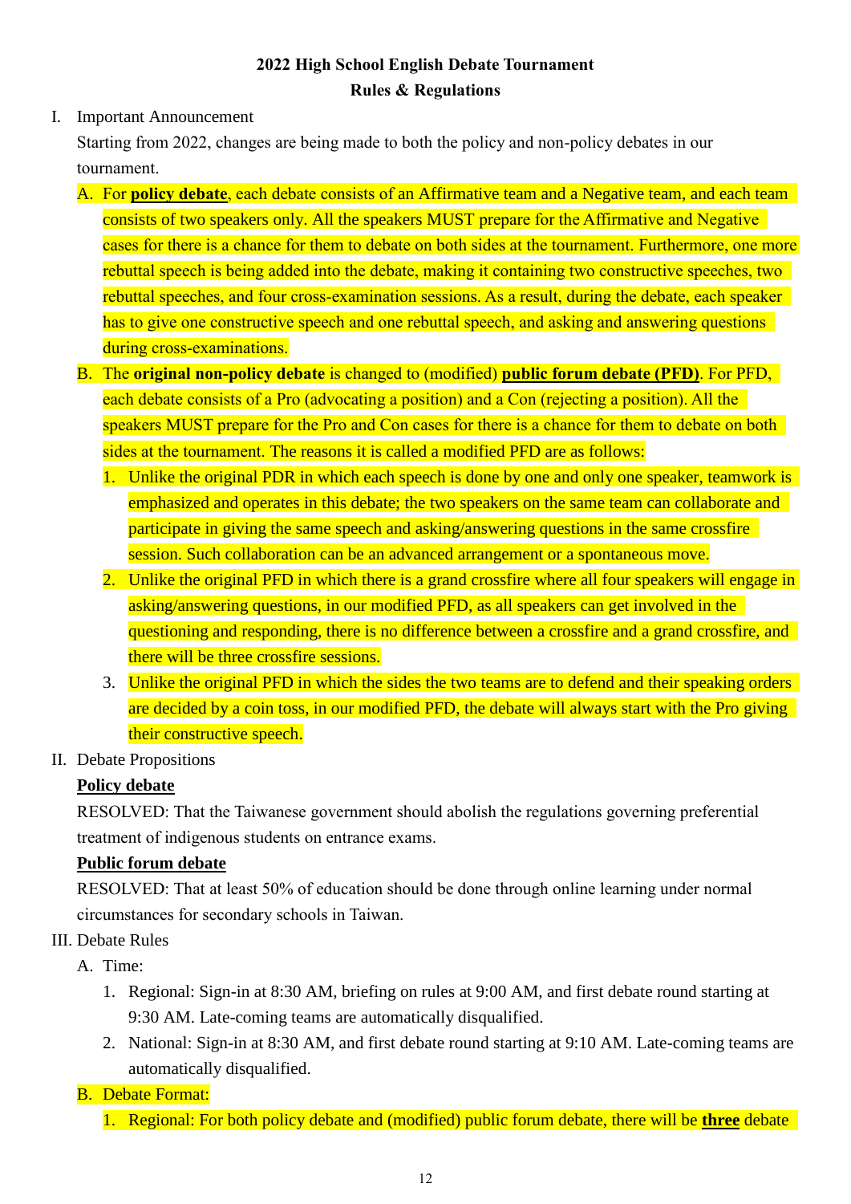**2022 High School English Debate Tournament**
**Rules & Regulations**

I. Important Announcement

Starting from 2022, changes are being made to both the policy and non-policy debates in our tournament.

A. For **policy debate**, each debate consists of an Affirmative team and a Negative team, and each team consists of two speakers only. All the speakers MUST prepare for the Affirmative and Negative cases for there is a chance for them to debate on both sides at the tournament. Furthermore, one more rebuttal speech is being added into the debate, making it containing two constructive speeches, two rebuttal speeches, and four cross-examination sessions. As a result, during the debate, each speaker has to give one constructive speech and one rebuttal speech, and asking and answering questions during cross-examinations.

B. The **original non-policy debate** is changed to (modified) **public forum debate (PFD)**. For PFD, each debate consists of a Pro (advocating a position) and a Con (rejecting a position). All the speakers MUST prepare for the Pro and Con cases for there is a chance for them to debate on both sides at the tournament. The reasons it is called a modified PFD are as follows:

1. Unlike the original PDR in which each speech is done by one and only one speaker, teamwork is emphasized and operates in this debate; the two speakers on the same team can collaborate and participate in giving the same speech and asking/answering questions in the same crossfire session. Such collaboration can be an advanced arrangement or a spontaneous move.
2. Unlike the original PFD in which there is a grand crossfire where all four speakers will engage in asking/answering questions, in our modified PFD, as all speakers can get involved in the questioning and responding, there is no difference between a crossfire and a grand crossfire, and there will be three crossfire sessions.
3. Unlike the original PFD in which the sides the two teams are to defend and their speaking orders are decided by a coin toss, in our modified PFD, the debate will always start with the Pro giving their constructive speech.

II. Debate Propositions

**Policy debate**

RESOLVED: That the Taiwanese government should abolish the regulations governing preferential treatment of indigenous students on entrance exams.

**Public forum debate**

RESOLVED: That at least 50% of education should be done through online learning under normal circumstances for secondary schools in Taiwan.

III. Debate Rules

A. Time:

1. Regional: Sign-in at 8:30 AM, briefing on rules at 9:00 AM, and first debate round starting at 9:30 AM. Late-coming teams are automatically disqualified.
2. National: Sign-in at 8:30 AM, and first debate round starting at 9:10 AM. Late-coming teams are automatically disqualified.

B. Debate Format:

1. Regional: For both policy debate and (modified) public forum debate, there will be **three** debate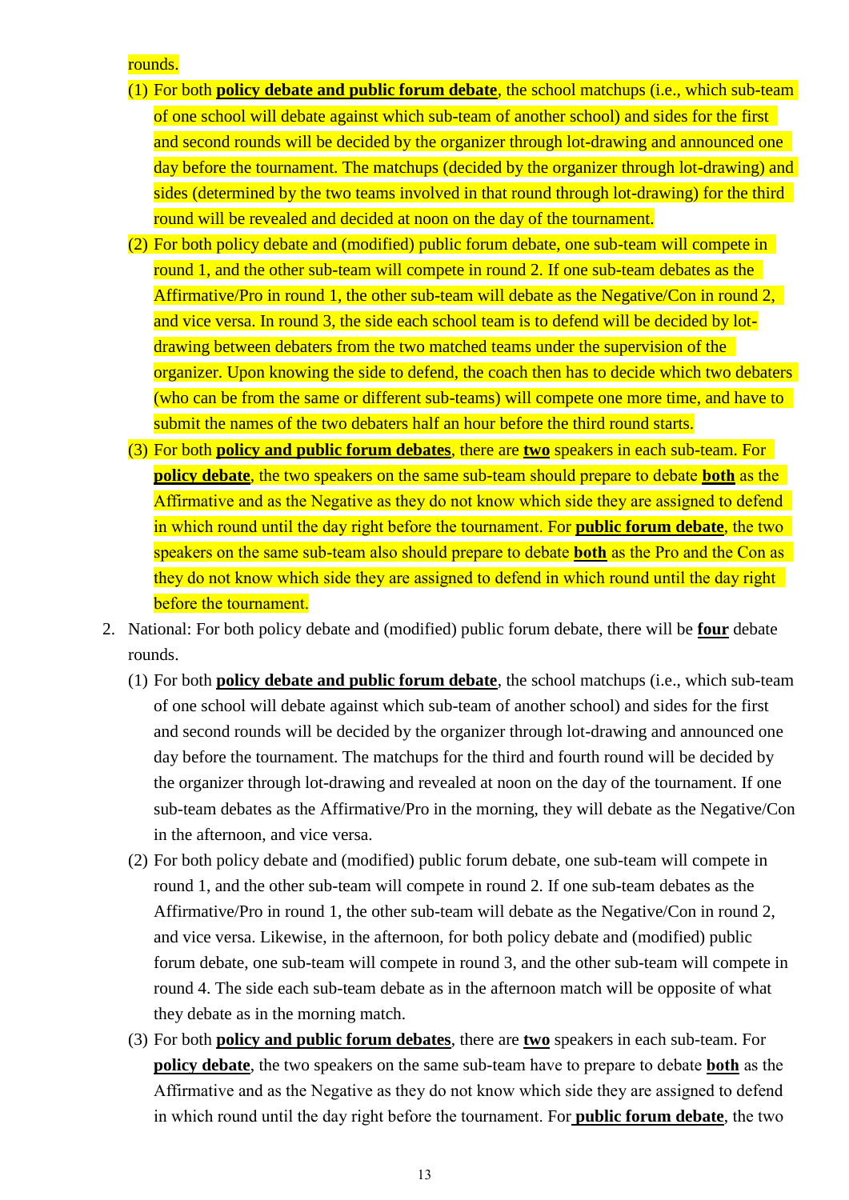rounds.

(1) For both **policy debate and public forum debate**, the school matchups (i.e., which sub-team of one school will debate against which sub-team of another school) and sides for the first and second rounds will be decided by the organizer through lot-drawing and announced one day before the tournament. The matchups (decided by the organizer through lot-drawing) and sides (determined by the two teams involved in that round through lot-drawing) for the third round will be revealed and decided at noon on the day of the tournament.

(2) For both policy debate and (modified) public forum debate, one sub-team will compete in round 1, and the other sub-team will compete in round 2. If one sub-team debates as the Affirmative/Pro in round 1, the other sub-team will debate as the Negative/Con in round 2, and vice versa. In round 3, the side each school team is to defend will be decided by lot-drawing between debaters from the two matched teams under the supervision of the organizer. Upon knowing the side to defend, the coach then has to decide which two debaters (who can be from the same or different sub-teams) will compete one more time, and have to submit the names of the two debaters half an hour before the third round starts.

(3) For both **policy and public forum debates**, there are **two** speakers in each sub-team. For **policy debate**, the two speakers on the same sub-team should prepare to debate **both** as the Affirmative and as the Negative as they do not know which side they are assigned to defend in which round until the day right before the tournament. For **public forum debate**, the two speakers on the same sub-team also should prepare to debate **both** as the Pro and the Con as they do not know which side they are assigned to defend in which round until the day right before the tournament.

2. National: For both policy debate and (modified) public forum debate, there will be **four** debate rounds.

   (1) For both **policy debate and public forum debate**, the school matchups (i.e., which sub-team of one school will debate against which sub-team of another school) and sides for the first and second rounds will be decided by the organizer through lot-drawing and announced one day before the tournament. The matchups for the third and fourth round will be decided by the organizer through lot-drawing and revealed at noon on the day of the tournament. If one sub-team debates as the Affirmative/Pro in the morning, they will debate as the Negative/Con in the afternoon, and vice versa.

   (2) For both policy debate and (modified) public forum debate, one sub-team will compete in round 1, and the other sub-team will compete in round 2. If one sub-team debates as the Affirmative/Pro in round 1, the other sub-team will debate as the Negative/Con in round 2, and vice versa. Likewise, in the afternoon, for both policy debate and (modified) public forum debate, one sub-team will compete in round 3, and the other sub-team will compete in round 4. The side each sub-team debate as in the afternoon match will be opposite of what they debate as in the morning match.

   (3) For both **policy and public forum debates**, there are **two** speakers in each sub-team. For **policy debate**, the two speakers on the same sub-team have to prepare to debate **both** as the Affirmative and as the Negative as they do not know which side they are assigned to defend in which round until the day right before the tournament. For **public forum debate**, the two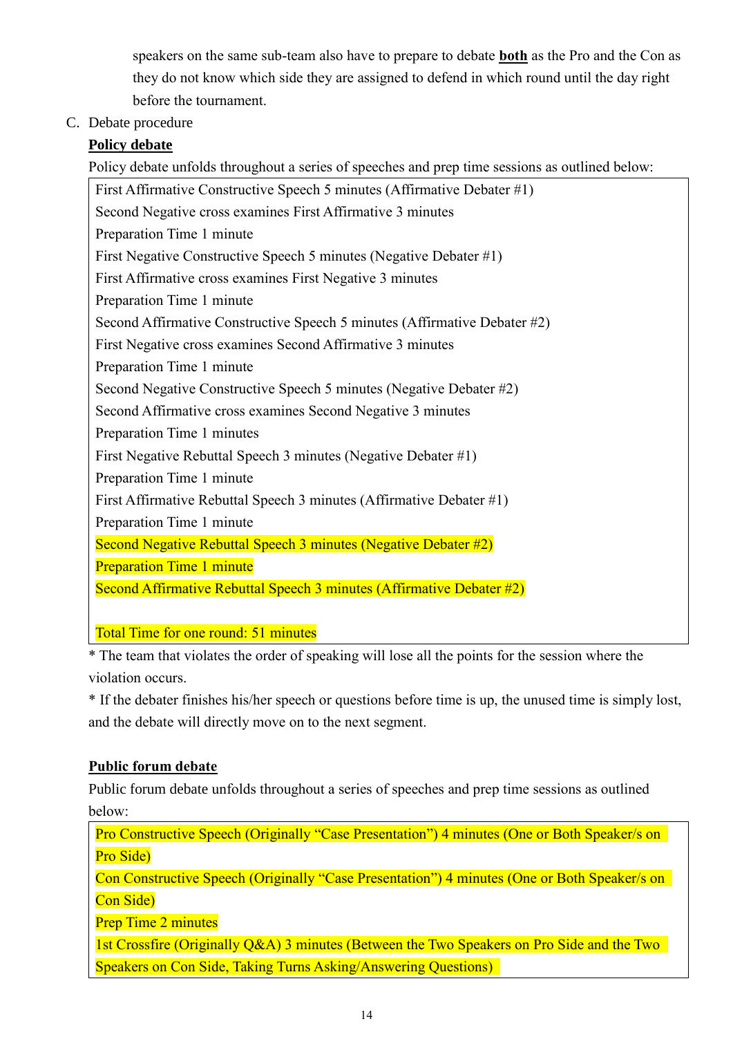speakers on the same sub-team also have to prepare to debate **both** as the Pro and the Con as they do not know which side they are assigned to defend in which round until the day right before the tournament.

C. Debate procedure

**Policy debate**

Policy debate unfolds throughout a series of speeches and prep time sessions as outlined below:

| |
|---|
| First Affirmative Constructive Speech 5 minutes (Affirmative Debater #1) |
| Second Negative cross examines First Affirmative 3 minutes |
| Preparation Time 1 minute |
| First Negative Constructive Speech 5 minutes (Negative Debater #1) |
| First Affirmative cross examines First Negative 3 minutes |
| Preparation Time 1 minute |
| Second Affirmative Constructive Speech 5 minutes (Affirmative Debater #2) |
| First Negative cross examines Second Affirmative 3 minutes |
| Preparation Time 1 minute |
| Second Negative Constructive Speech 5 minutes (Negative Debater #2) |
| Second Affirmative cross examines Second Negative 3 minutes |
| Preparation Time 1 minutes |
| First Negative Rebuttal Speech 3 minutes (Negative Debater #1) |
| Preparation Time 1 minute |
| First Affirmative Rebuttal Speech 3 minutes (Affirmative Debater #1) |
| Preparation Time 1 minute |
| Second Negative Rebuttal Speech 3 minutes (Negative Debater #2) |
| Preparation Time 1 minute |
| Second Affirmative Rebuttal Speech 3 minutes (Affirmative Debater #2) |
| Total Time for one round: 51 minutes |

* The team that violates the order of speaking will lose all the points for the session where the violation occurs.

* If the debater finishes his/her speech or questions before time is up, the unused time is simply lost, and the debate will directly move on to the next segment.

**Public forum debate**

Public forum debate unfolds throughout a series of speeches and prep time sessions as outlined below:

| |
|---|
| Pro Constructive Speech (Originally "Case Presentation") 4 minutes (One or Both Speaker/s on Pro Side) |
| Con Constructive Speech (Originally "Case Presentation") 4 minutes (One or Both Speaker/s on Con Side) |
| Prep Time 2 minutes |
| 1st Crossfire (Originally Q&A) 3 minutes (Between the Two Speakers on Pro Side and the Two Speakers on Con Side, Taking Turns Asking/Answering Questions) |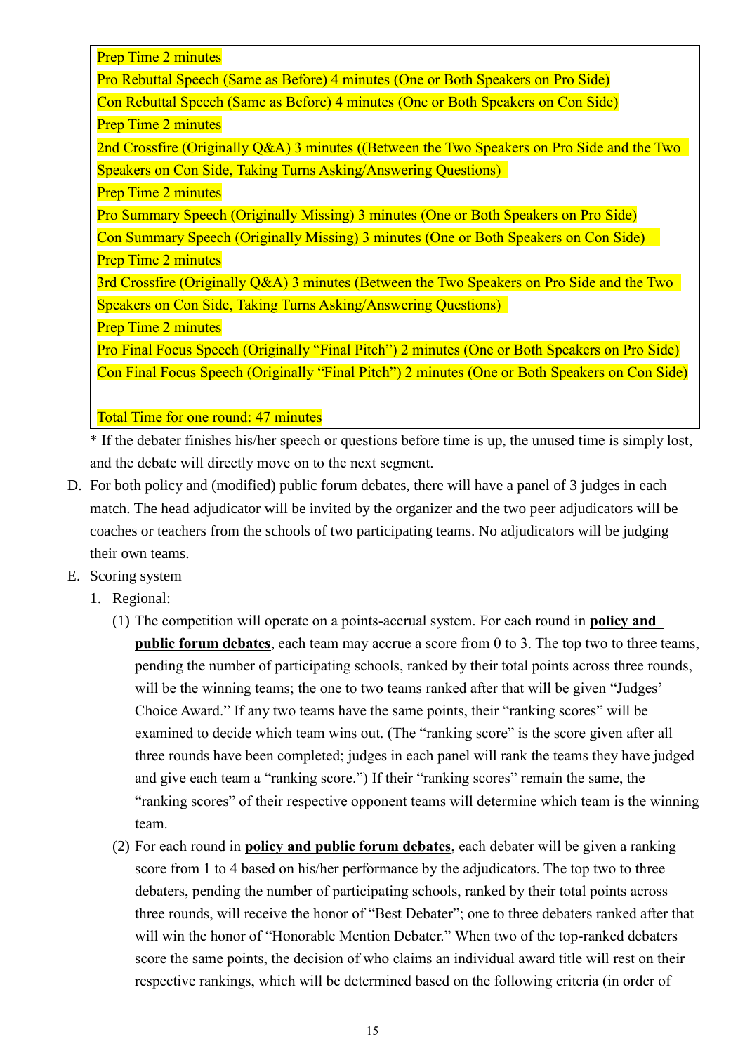Prep Time 2 minutes

Pro Rebuttal Speech (Same as Before) 4 minutes (One or Both Speakers on Pro Side)

Con Rebuttal Speech (Same as Before) 4 minutes (One or Both Speakers on Con Side)

Prep Time 2 minutes

2nd Crossfire (Originally Q&A) 3 minutes ((Between the Two Speakers on Pro Side and the Two Speakers on Con Side, Taking Turns Asking/Answering Questions)

Prep Time 2 minutes

Pro Summary Speech (Originally Missing) 3 minutes (One or Both Speakers on Pro Side)

Con Summary Speech (Originally Missing) 3 minutes (One or Both Speakers on Con Side)

Prep Time 2 minutes

3rd Crossfire (Originally Q&A) 3 minutes (Between the Two Speakers on Pro Side and the Two Speakers on Con Side, Taking Turns Asking/Answering Questions)

Prep Time 2 minutes

Pro Final Focus Speech (Originally "Final Pitch") 2 minutes (One or Both Speakers on Pro Side)

Con Final Focus Speech (Originally "Final Pitch") 2 minutes (One or Both Speakers on Con Side)

Total Time for one round: 47 minutes

* If the debater finishes his/her speech or questions before time is up, the unused time is simply lost, and the debate will directly move on to the next segment.

D. For both policy and (modified) public forum debates, there will have a panel of 3 judges in each match. The head adjudicator will be invited by the organizer and the two peer adjudicators will be coaches or teachers from the schools of two participating teams. No adjudicators will be judging their own teams.

E. Scoring system

1. Regional:

(1) The competition will operate on a points-accrual system. For each round in **policy and public forum debates**, each team may accrue a score from 0 to 3. The top two to three teams, pending the number of participating schools, ranked by their total points across three rounds, will be the winning teams; the one to two teams ranked after that will be given "Judges' Choice Award." If any two teams have the same points, their "ranking scores" will be examined to decide which team wins out. (The "ranking score" is the score given after all three rounds have been completed; judges in each panel will rank the teams they have judged and give each team a "ranking score.") If their "ranking scores" remain the same, the "ranking scores" of their respective opponent teams will determine which team is the winning team.

(2) For each round in **policy and public forum debates**, each debater will be given a ranking score from 1 to 4 based on his/her performance by the adjudicators. The top two to three debaters, pending the number of participating schools, ranked by their total points across three rounds, will receive the honor of "Best Debater"; one to three debaters ranked after that will win the honor of "Honorable Mention Debater." When two of the top-ranked debaters score the same points, the decision of who claims an individual award title will rest on their respective rankings, which will be determined based on the following criteria (in order of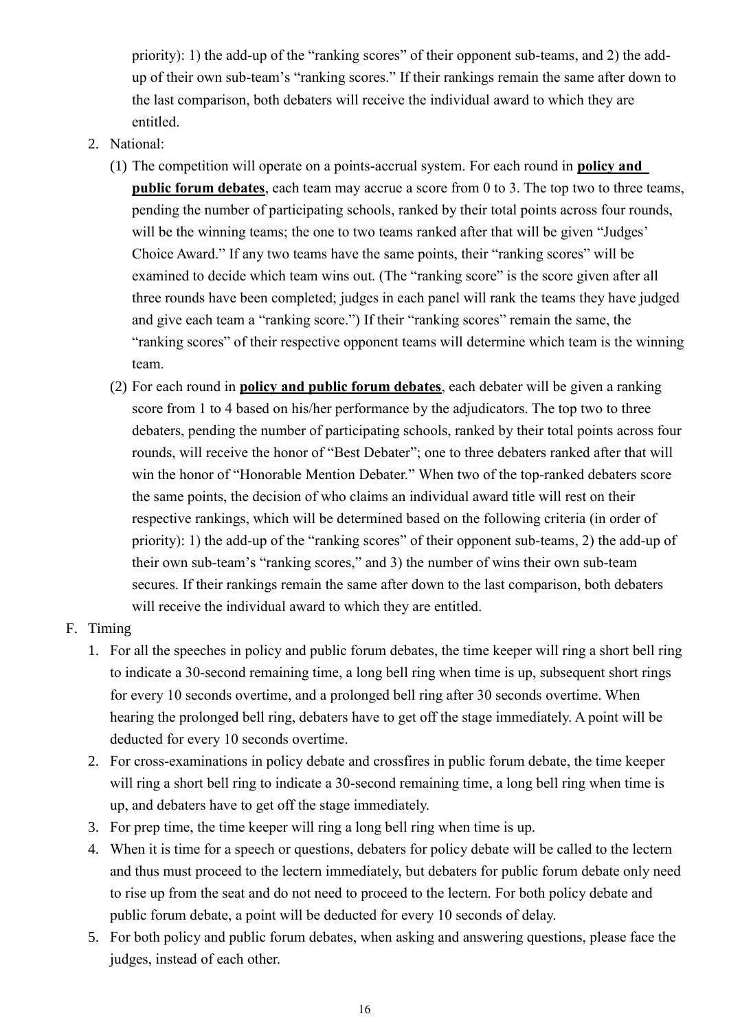priority): 1) the add-up of the "ranking scores" of their opponent sub-teams, and 2) the add-up of their own sub-team's "ranking scores." If their rankings remain the same after down to the last comparison, both debaters will receive the individual award to which they are entitled.

2. National:

   (1) The competition will operate on a points-accrual system. For each round in **policy and public forum debates**, each team may accrue a score from 0 to 3. The top two to three teams, pending the number of participating schools, ranked by their total points across four rounds, will be the winning teams; the one to two teams ranked after that will be given "Judges' Choice Award." If any two teams have the same points, their "ranking scores" will be examined to decide which team wins out. (The "ranking score" is the score given after all three rounds have been completed; judges in each panel will rank the teams they have judged and give each team a "ranking score.") If their "ranking scores" remain the same, the "ranking scores" of their respective opponent teams will determine which team is the winning team.

   (2) For each round in **policy and public forum debates**, each debater will be given a ranking score from 1 to 4 based on his/her performance by the adjudicators. The top two to three debaters, pending the number of participating schools, ranked by their total points across four rounds, will receive the honor of "Best Debater"; one to three debaters ranked after that will win the honor of "Honorable Mention Debater." When two of the top-ranked debaters score the same points, the decision of who claims an individual award title will rest on their respective rankings, which will be determined based on the following criteria (in order of priority): 1) the add-up of the "ranking scores" of their opponent sub-teams, 2) the add-up of their own sub-team's "ranking scores," and 3) the number of wins their own sub-team secures. If their rankings remain the same after down to the last comparison, both debaters will receive the individual award to which they are entitled.

F. Timing

1. For all the speeches in policy and public forum debates, the time keeper will ring a short bell ring to indicate a 30-second remaining time, a long bell ring when time is up, subsequent short rings for every 10 seconds overtime, and a prolonged bell ring after 30 seconds overtime. When hearing the prolonged bell ring, debaters have to get off the stage immediately. A point will be deducted for every 10 seconds overtime.
2. For cross-examinations in policy debate and crossfires in public forum debate, the time keeper will ring a short bell ring to indicate a 30-second remaining time, a long bell ring when time is up, and debaters have to get off the stage immediately.
3. For prep time, the time keeper will ring a long bell ring when time is up.
4. When it is time for a speech or questions, debaters for policy debate will be called to the lectern and thus must proceed to the lectern immediately, but debaters for public forum debate only need to rise up from the seat and do not need to proceed to the lectern. For both policy debate and public forum debate, a point will be deducted for every 10 seconds of delay.
5. For both policy and public forum debates, when asking and answering questions, please face the judges, instead of each other.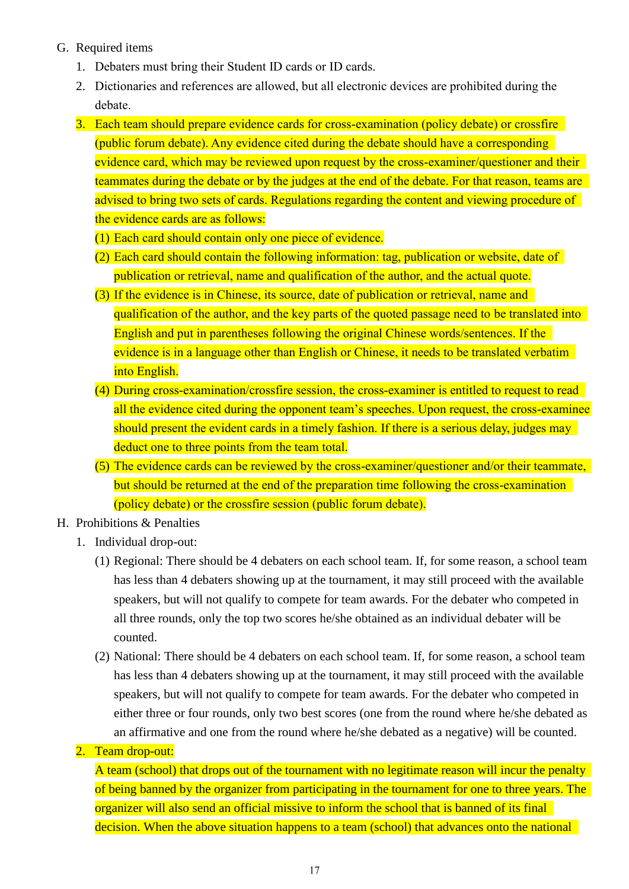G. Required items

1. Debaters must bring their Student ID cards or ID cards.
2. Dictionaries and references are allowed, but all electronic devices are prohibited during the debate.
3. Each team should prepare evidence cards for cross-examination (policy debate) or crossfire (public forum debate). Any evidence cited during the debate should have a corresponding evidence card, which may be reviewed upon request by the cross-examiner/questioner and their teammates during the debate or by the judges at the end of the debate. For that reason, teams are advised to bring two sets of cards. Regulations regarding the content and viewing procedure of the evidence cards are as follows:
   (1) Each card should contain only one piece of evidence.
   (2) Each card should contain the following information: tag, publication or website, date of publication or retrieval, name and qualification of the author, and the actual quote.
   (3) If the evidence is in Chinese, its source, date of publication or retrieval, name and qualification of the author, and the key parts of the quoted passage need to be translated into English and put in parentheses following the original Chinese words/sentences. If the evidence is in a language other than English or Chinese, it needs to be translated verbatim into English.
   (4) During cross-examination/crossfire session, the cross-examiner is entitled to request to read all the evidence cited during the opponent team's speeches. Upon request, the cross-examinee should present the evident cards in a timely fashion. If there is a serious delay, judges may deduct one to three points from the team total.
   (5) The evidence cards can be reviewed by the cross-examiner/questioner and/or their teammate, but should be returned at the end of the preparation time following the cross-examination (policy debate) or the crossfire session (public forum debate).

H. Prohibitions & Penalties

1. Individual drop-out:
   (1) Regional: There should be 4 debaters on each school team. If, for some reason, a school team has less than 4 debaters showing up at the tournament, it may still proceed with the available speakers, but will not qualify to compete for team awards. For the debater who competed in all three rounds, only the top two scores he/she obtained as an individual debater will be counted.
   (2) National: There should be 4 debaters on each school team. If, for some reason, a school team has less than 4 debaters showing up at the tournament, it may still proceed with the available speakers, but will not qualify to compete for team awards. For the debater who competed in either three or four rounds, only two best scores (one from the round where he/she debated as an affirmative and one from the round where he/she debated as a negative) will be counted.
2. Team drop-out:
   A team (school) that drops out of the tournament with no legitimate reason will incur the penalty of being banned by the organizer from participating in the tournament for one to three years. The organizer will also send an official missive to inform the school that is banned of its final decision. When the above situation happens to a team (school) that advances onto the national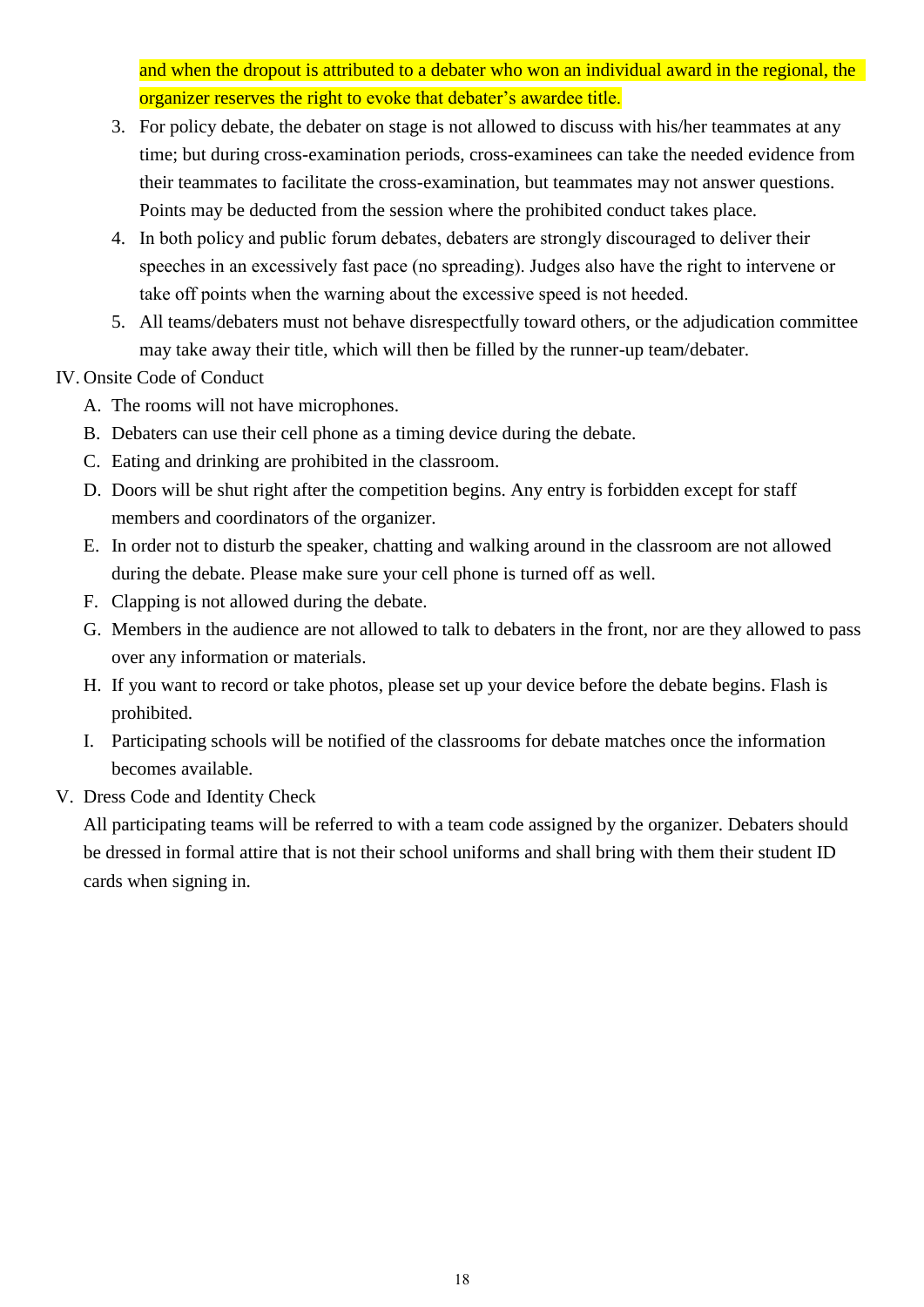and when the dropout is attributed to a debater who won an individual award in the regional, the organizer reserves the right to evoke that debater's awardee title.

3. For policy debate, the debater on stage is not allowed to discuss with his/her teammates at any time; but during cross-examination periods, cross-examinees can take the needed evidence from their teammates to facilitate the cross-examination, but teammates may not answer questions. Points may be deducted from the session where the prohibited conduct takes place.
4. In both policy and public forum debates, debaters are strongly discouraged to deliver their speeches in an excessively fast pace (no spreading). Judges also have the right to intervene or take off points when the warning about the excessive speed is not heeded.
5. All teams/debaters must not behave disrespectfully toward others, or the adjudication committee may take away their title, which will then be filled by the runner-up team/debater.

IV. Onsite Code of Conduct

A. The rooms will not have microphones.

B. Debaters can use their cell phone as a timing device during the debate.

C. Eating and drinking are prohibited in the classroom.

D. Doors will be shut right after the competition begins. Any entry is forbidden except for staff members and coordinators of the organizer.

E. In order not to disturb the speaker, chatting and walking around in the classroom are not allowed during the debate. Please make sure your cell phone is turned off as well.

F. Clapping is not allowed during the debate.

G. Members in the audience are not allowed to talk to debaters in the front, nor are they allowed to pass over any information or materials.

H. If you want to record or take photos, please set up your device before the debate begins. Flash is prohibited.

I. Participating schools will be notified of the classrooms for debate matches once the information becomes available.

V. Dress Code and Identity Check

All participating teams will be referred to with a team code assigned by the organizer. Debaters should be dressed in formal attire that is not their school uniforms and shall bring with them their student ID cards when signing in.